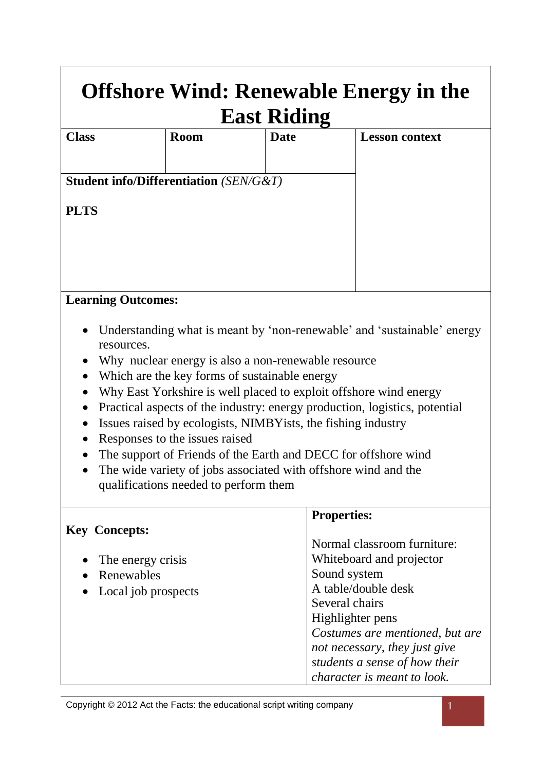# Offshore Wind: Renewable Energy in the East Riding

| **Class** | **Room** | **Date** | **Lesson context** |
|---|---|---|---|
| | | | |
| **Student info/Differentiation** *(SEN/G&T)*<br><br>**PLTS** | | | |

**Learning Outcomes:**

- Understanding what is meant by 'non-renewable' and 'sustainable' energy resources.
- Why nuclear energy is also a non-renewable resource
- Which are the key forms of sustainable energy
- Why East Yorkshire is well placed to exploit offshore wind energy
- Practical aspects of the industry: energy production, logistics, potential
- Issues raised by ecologists, NIMBYists, the fishing industry
- Responses to the issues raised
- The support of Friends of the Earth and DECC for offshore wind
- The wide variety of jobs associated with offshore wind and the qualifications needed to perform them

**Key Concepts:**

- The energy crisis
- Renewables
- Local job prospects

**Properties:**

Normal classroom furniture:
Whiteboard and projector
Sound system
A table/double desk
Several chairs
Highlighter pens
*Costumes are mentioned, but are not necessary, they just give students a sense of how their character is meant to look.*

Copyright © 2012 Act the Facts: the educational script writing company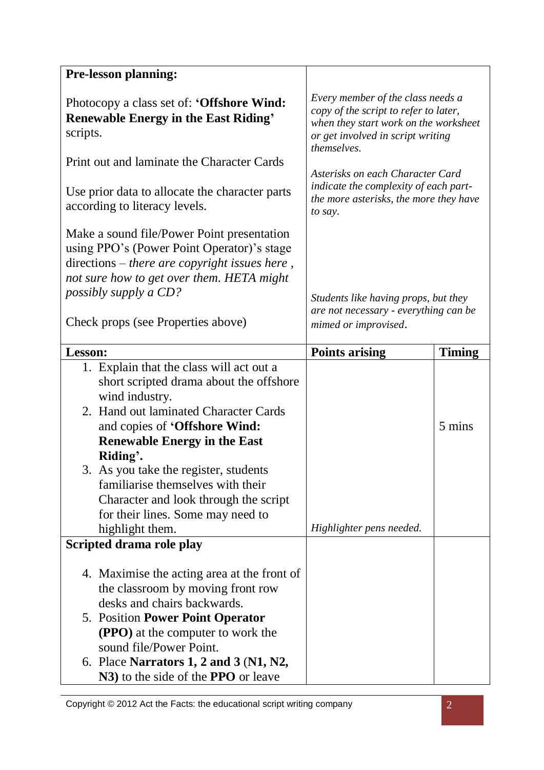| **Pre-lesson planning:** | | |
|---|---|---|
| Photocopy a class set of: **'Offshore Wind: Renewable Energy in the East Riding'** scripts. | *Every member of the class needs a copy of the script to refer to later, when they start work on the worksheet or get involved in script writing themselves.* | |
| Print out and laminate the Character Cards<br><br>Use prior data to allocate the character parts according to literacy levels. | *Asterisks on each Character Card indicate the complexity of each part- the more asterisks, the more they have to say.* | |
| Make a sound file/Power Point presentation using PPO's (Power Point Operator)'s stage directions – *there are copyright issues here , not sure how to get over them. HETA might possibly supply a CD?* | | |
| Check props (see Properties above) | *Students like having props, but they are not necessary - everything can be mimed or improvised.* | |
| **Lesson:** | **Points arising** | **Timing** |
| 1. Explain that the class will act out a short scripted drama about the offshore wind industry.<br>2. Hand out laminated Character Cards and copies of **'Offshore Wind: Renewable Energy in the East Riding'.**<br>3. As you take the register, students familiarise themselves with their Character and look through the script for their lines. Some may need to highlight them. | *Highlighter pens needed.* | 5 mins |
| **Scripted drama role play**<br><br>4. Maximise the acting area at the front of the classroom by moving front row desks and chairs backwards.<br>5. Position **Power Point Operator (PPO)** at the computer to work the sound file/Power Point.<br>6. Place **Narrators 1, 2 and 3** (**N1, N2, N3)** to the side of the **PPO** or leave | | |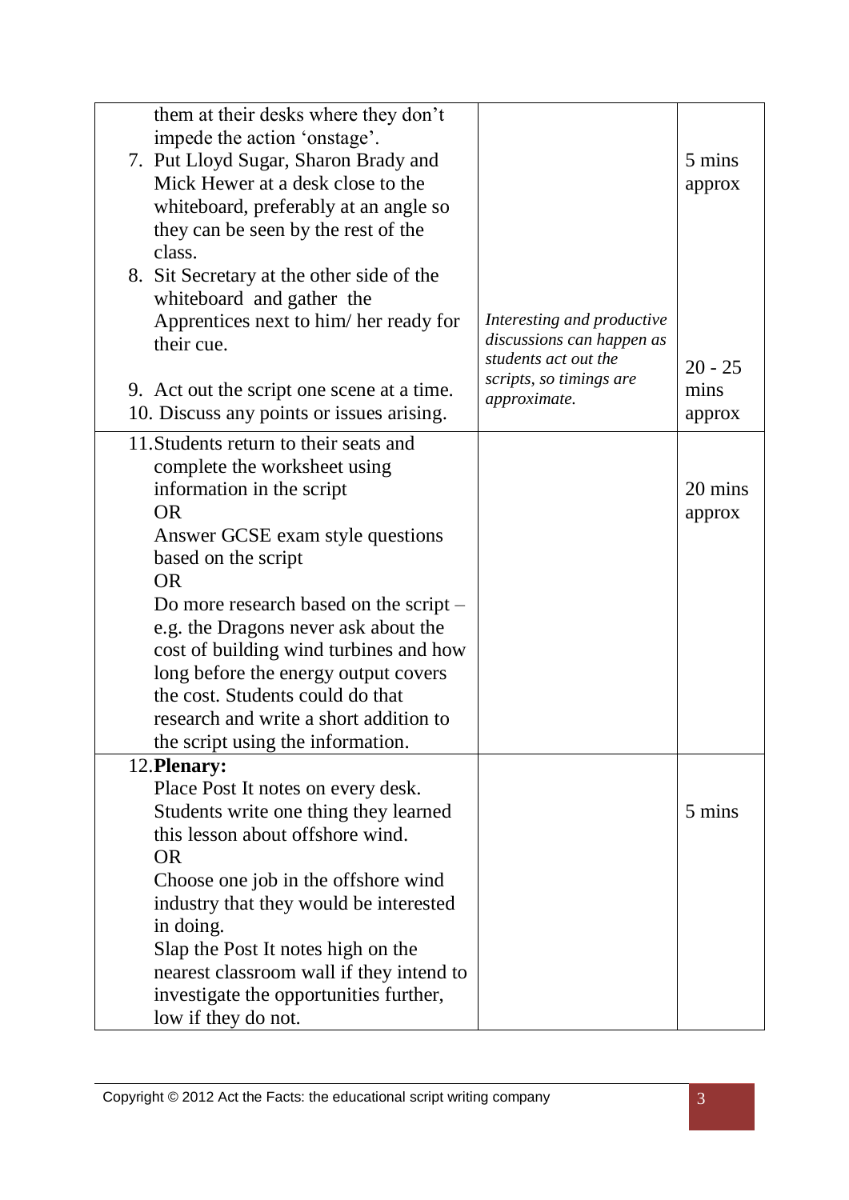| | | |
|---|---|---|
| them at their desks where they don't impede the action 'onstage'.<br>7. Put Lloyd Sugar, Sharon Brady and Mick Hewer at a desk close to the whiteboard, preferably at an angle so they can be seen by the rest of the class.<br>8. Sit Secretary at the other side of the whiteboard and gather the Apprentices next to him/ her ready for their cue.<br><br>9. Act out the script one scene at a time.<br>10. Discuss any points or issues arising. | *Interesting and productive discussions can happen as students act out the scripts, so timings are approximate.* | 5 mins approx<br><br>20 - 25 mins approx |
| 11. Students return to their seats and complete the worksheet using information in the script<br>OR<br>Answer GCSE exam style questions based on the script<br>OR<br>Do more research based on the script – e.g. the Dragons never ask about the cost of building wind turbines and how long before the energy output covers the cost. Students could do that research and write a short addition to the script using the information. | | 20 mins approx |
| 12. **Plenary:**<br>Place Post It notes on every desk. Students write one thing they learned this lesson about offshore wind.<br>OR<br>Choose one job in the offshore wind industry that they would be interested in doing.<br>Slap the Post It notes high on the nearest classroom wall if they intend to investigate the opportunities further, low if they do not. | | 5 mins |

Copyright © 2012 Act the Facts: the educational script writing company